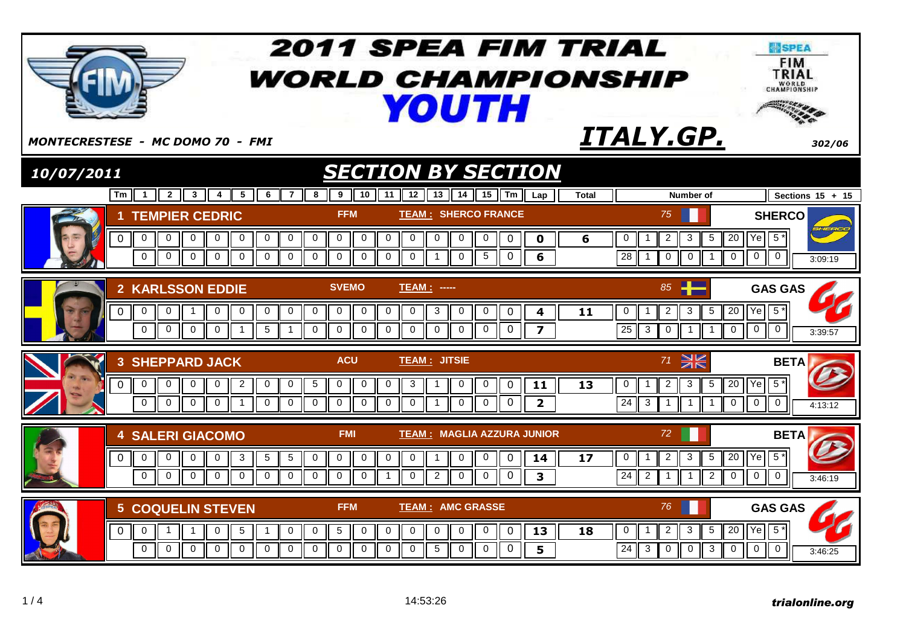# 2011 SPEA FIM TRIAL WORLD CHAMPIONSHIP YOUTH

*MONTECRESTESE - MC DOMO 70 - FMI*

## *ITALY.GP.*

*302/06*

*10/07/2011*

## *SECTION BY SECTION*

| Rider | Lap | Tm | 1 | 2 | 3 | 4 | 5 | 6 | 7 | 8 | 9 | 10 | 11 | 12 | 13 | 14 | 15 | Tm | Lap | Total | 0 | 1 | 2 | 3 | 5 | 20 | Ye | 5* | Time |
|---|---|---|---|---|---|---|---|---|---|---|---|---|---|---|---|---|---|---|---|---|---|---|---|---|---|---|---|---|---|
| 1 TEMPIER CEDRIC – FFM – TEAM : SHERCO FRANCE – 75 – SHERCO | 1 | 0 | 0 | 0 | 0 | 0 | 0 | 0 | 0 | 0 | 0 | 0 | 0 | 0 | 0 | 0 | 0 | 0 | 0 | 6 | 28 | 1 | 0 | 0 | 1 | 0 | 0 | 0 | 3:09:19 |
| | 2 | | 0 | 0 | 0 | 0 | 0 | 0 | 0 | 0 | 0 | 0 | 0 | 0 | 1 | 0 | 5 | 0 | 6 | | | | | | | | | | |
| 2 KARLSSON EDDIE – SVEMO – TEAM : ----- – 85 – GAS GAS | 1 | 0 | 0 | 0 | 1 | 0 | 0 | 0 | 0 | 0 | 0 | 0 | 0 | 0 | 3 | 0 | 0 | 0 | 4 | 11 | 25 | 3 | 0 | 1 | 1 | 0 | 0 | 0 | 3:39:57 |
| | 2 | | 0 | 0 | 0 | 0 | 1 | 5 | 1 | 0 | 0 | 0 | 0 | 0 | 0 | 0 | 0 | 0 | 7 | | | | | | | | | | |
| 3 SHEPPARD JACK – ACU – TEAM : JITSIE – 71 – BETA | 1 | 0 | 0 | 0 | 0 | 0 | 2 | 0 | 0 | 5 | 0 | 0 | 0 | 3 | 1 | 0 | 0 | 0 | 11 | 13 | 24 | 3 | 1 | 1 | 1 | 0 | 0 | 0 | 4:13:12 |
| | 2 | | 0 | 0 | 0 | 0 | 1 | 0 | 0 | 0 | 0 | 0 | 0 | 0 | 1 | 0 | 0 | 0 | 2 | | | | | | | | | | |
| 4 SALERI GIACOMO – FMI – TEAM : MAGLIA AZZURA JUNIOR – 72 – BETA | 1 | 0 | 0 | 0 | 0 | 0 | 3 | 5 | 5 | 0 | 0 | 0 | 0 | 0 | 1 | 0 | 0 | 0 | 14 | 17 | 24 | 2 | 1 | 1 | 2 | 0 | 0 | 0 | 3:46:19 |
| | 2 | | 0 | 0 | 0 | 0 | 0 | 0 | 0 | 0 | 0 | 0 | 1 | 0 | 2 | 0 | 0 | 0 | 3 | | | | | | | | | | |
| 5 COQUELIN STEVEN – FFM – TEAM : AMC GRASSE – 76 – GAS GAS | 1 | 0 | 0 | 1 | 1 | 0 | 5 | 1 | 0 | 0 | 5 | 0 | 0 | 0 | 0 | 0 | 0 | 0 | 13 | 18 | 24 | 3 | 0 | 0 | 3 | 0 | 0 | 0 | 3:46:25 |
| | 2 | | 0 | 0 | 0 | 0 | 0 | 0 | 0 | 0 | 0 | 0 | 0 | 0 | 5 | 0 | 0 | 0 | 5 | | | | | | | | | | |

Sections 15 + 15

14:53:26

*trialonline.org*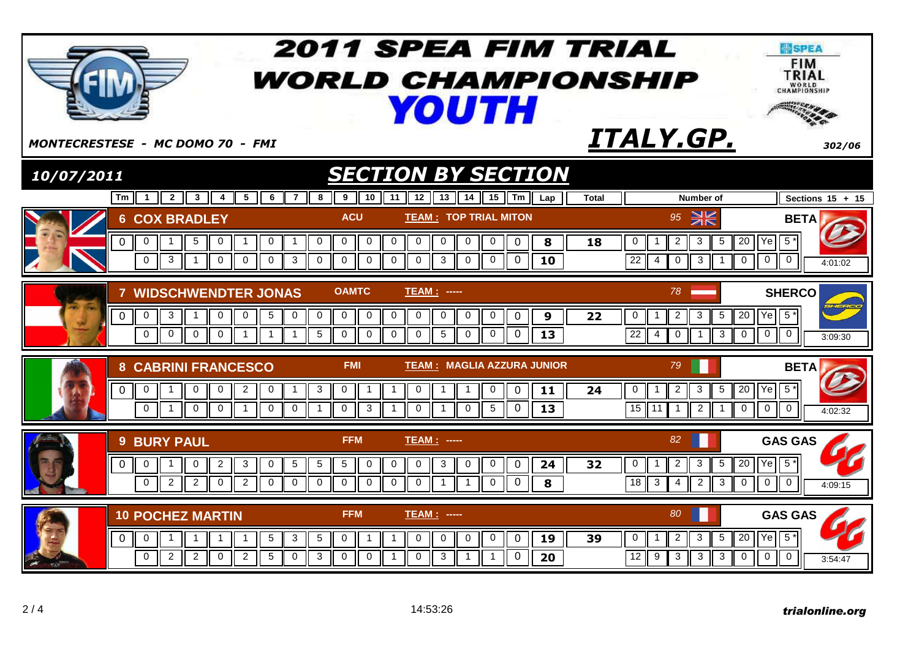# 2011 SPEA FIM TRIAL WORLD CHAMPIONSHIP YOUTH

*MONTECRESTESE - MC DOMO 70 - FMI*

## ITALY.GP.

302/06

*10/07/2011*

## SECTION BY SECTION

Sections 15 + 15

### 6 COX BRADLEY — ACU — TEAM : TOP TRIAL MITON — 95 — BETA

| Tm | 1 | 2 | 3 | 4 | 5 | 6 | 7 | 8 | 9 | 10 | 11 | 12 | 13 | 14 | 15 | Tm | Lap | Total |
|---|---|---|---|---|---|---|---|---|---|---|---|---|---|---|---|---|---|---|
| 0 | 0 | 1 | 5 | 0 | 1 | 0 | 1 | 0 | 0 | 0 | 0 | 0 | 0 | 0 | 0 | 0 | 8 | 18 |
| | 0 | 3 | 1 | 0 | 0 | 0 | 3 | 0 | 0 | 0 | 0 | 0 | 3 | 0 | 0 | 0 | 10 | |

| Number of | 0 | 1 | 2 | 3 | 5 | 20 | Ye | 5* | Time |
|---|---|---|---|---|---|---|---|---|---|
| | 22 | 4 | 0 | 3 | 1 | 0 | 0 | 0 | 4:01:02 |

### 7 WIDSCHWENDTER JONAS — OAMTC — TEAM : ----- — 78 — SHERCO

| Tm | 1 | 2 | 3 | 4 | 5 | 6 | 7 | 8 | 9 | 10 | 11 | 12 | 13 | 14 | 15 | Tm | Lap | Total |
|---|---|---|---|---|---|---|---|---|---|---|---|---|---|---|---|---|---|---|
| 0 | 0 | 3 | 1 | 0 | 0 | 5 | 0 | 0 | 0 | 0 | 0 | 0 | 0 | 0 | 0 | 0 | 9 | 22 |
| | 0 | 0 | 0 | 0 | 1 | 1 | 1 | 5 | 0 | 0 | 0 | 0 | 5 | 0 | 0 | 0 | 13 | |

| Number of | 0 | 1 | 2 | 3 | 5 | 20 | Ye | 5* | Time |
|---|---|---|---|---|---|---|---|---|---|
| | 22 | 4 | 0 | 1 | 3 | 0 | 0 | 0 | 3:09:30 |

### 8 CABRINI FRANCESCO — FMI — TEAM : MAGLIA AZZURA JUNIOR — 79 — BETA

| Tm | 1 | 2 | 3 | 4 | 5 | 6 | 7 | 8 | 9 | 10 | 11 | 12 | 13 | 14 | 15 | Tm | Lap | Total |
|---|---|---|---|---|---|---|---|---|---|---|---|---|---|---|---|---|---|---|
| 0 | 0 | 1 | 0 | 0 | 2 | 0 | 1 | 3 | 0 | 1 | 1 | 0 | 1 | 1 | 0 | 0 | 11 | 24 |
| | 0 | 1 | 0 | 0 | 1 | 0 | 0 | 1 | 0 | 3 | 1 | 0 | 1 | 0 | 5 | 0 | 13 | |

| Number of | 0 | 1 | 2 | 3 | 5 | 20 | Ye | 5* | Time |
|---|---|---|---|---|---|---|---|---|---|
| | 15 | 11 | 1 | 2 | 1 | 0 | 0 | 0 | 4:02:32 |

### 9 BURY PAUL — FFM — TEAM : ----- — 82 — GAS GAS

| Tm | 1 | 2 | 3 | 4 | 5 | 6 | 7 | 8 | 9 | 10 | 11 | 12 | 13 | 14 | 15 | Tm | Lap | Total |
|---|---|---|---|---|---|---|---|---|---|---|---|---|---|---|---|---|---|---|
| 0 | 0 | 1 | 0 | 2 | 3 | 0 | 5 | 5 | 5 | 0 | 0 | 0 | 3 | 0 | 0 | 0 | 24 | 32 |
| | 0 | 2 | 2 | 0 | 2 | 0 | 0 | 0 | 0 | 0 | 0 | 0 | 1 | 1 | 0 | 0 | 8 | |

| Number of | 0 | 1 | 2 | 3 | 5 | 20 | Ye | 5* | Time |
|---|---|---|---|---|---|---|---|---|---|
| | 18 | 3 | 4 | 2 | 3 | 0 | 0 | 0 | 4:09:15 |

### 10 POCHEZ MARTIN — FFM — TEAM : ----- — 80 — GAS GAS

| Tm | 1 | 2 | 3 | 4 | 5 | 6 | 7 | 8 | 9 | 10 | 11 | 12 | 13 | 14 | 15 | Tm | Lap | Total |
|---|---|---|---|---|---|---|---|---|---|---|---|---|---|---|---|---|---|---|
| 0 | 0 | 1 | 1 | 1 | 1 | 5 | 3 | 5 | 0 | 1 | 1 | 0 | 0 | 0 | 0 | 0 | 19 | 39 |
| | 0 | 2 | 2 | 0 | 2 | 5 | 0 | 3 | 0 | 0 | 1 | 0 | 3 | 1 | 1 | 0 | 20 | |

| Number of | 0 | 1 | 2 | 3 | 5 | 20 | Ye | 5* | Time |
|---|---|---|---|---|---|---|---|---|---|
| | 12 | 9 | 3 | 3 | 3 | 0 | 0 | 0 | 3:54:47 |

14:53:26

trialonline.org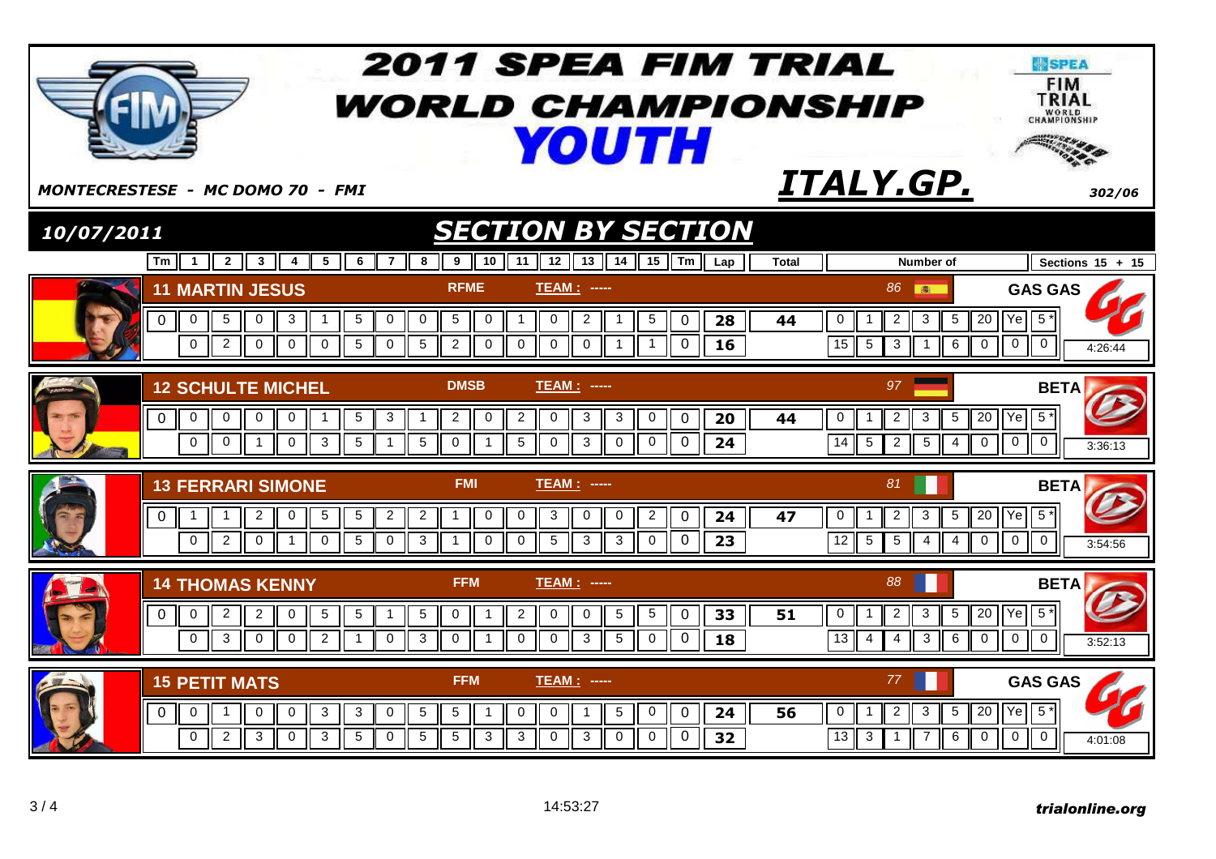# 2011 SPEA FIM TRIAL WORLD CHAMPIONSHIP YOUTH

*MONTECRESTESE - MC DOMO 70 - FMI*

## ITALY.GP.

302/06

*10/07/2011*

## SECTION BY SECTION

| Rider | Federation | Team | Nr | Make | Lap | Tm | 1 | 2 | 3 | 4 | 5 | 6 | 7 | 8 | 9 | 10 | 11 | 12 | 13 | 14 | 15 | Tm | Lap | Total | Time |
|---|---|---|---|---|---|---|---|---|---|---|---|---|---|---|---|---|---|---|---|---|---|---|---|---|---|
| 11 MARTIN JESUS | RFME | TEAM : ----- | 86 | GAS GAS | 1 | 0 | 0 | 5 | 0 | 3 | 1 | 5 | 0 | 0 | 5 | 0 | 1 | 0 | 2 | 1 | 5 | 0 | 28 | 44 | 4:26:44 |
| | | | | | 2 | | 0 | 2 | 0 | 0 | 0 | 5 | 0 | 5 | 2 | 0 | 0 | 0 | 0 | 1 | 1 | 0 | 16 | | |
| 12 SCHULTE MICHEL | DMSB | TEAM : ----- | 97 | BETA | 1 | 0 | 0 | 0 | 0 | 0 | 1 | 5 | 3 | 1 | 2 | 0 | 2 | 0 | 3 | 3 | 0 | 0 | 20 | 44 | 3:36:13 |
| | | | | | 2 | | 0 | 0 | 1 | 0 | 3 | 5 | 1 | 5 | 0 | 1 | 5 | 0 | 3 | 0 | 0 | 0 | 24 | | |
| 13 FERRARI SIMONE | FMI | TEAM : ----- | 81 | BETA | 1 | 0 | 1 | 1 | 2 | 0 | 5 | 5 | 2 | 2 | 1 | 0 | 0 | 3 | 0 | 0 | 2 | 0 | 24 | 47 | 3:54:56 |
| | | | | | 2 | | 0 | 2 | 0 | 1 | 0 | 5 | 0 | 3 | 1 | 0 | 0 | 5 | 3 | 3 | 0 | 0 | 23 | | |
| 14 THOMAS KENNY | FFM | TEAM : ----- | 88 | BETA | 1 | 0 | 0 | 2 | 2 | 0 | 5 | 5 | 1 | 5 | 0 | 1 | 2 | 0 | 0 | 5 | 5 | 0 | 33 | 51 | 3:52:13 |
| | | | | | 2 | | 0 | 3 | 0 | 0 | 2 | 1 | 0 | 3 | 0 | 1 | 0 | 0 | 3 | 5 | 0 | 0 | 18 | | |
| 15 PETIT MATS | FFM | TEAM : ----- | 77 | GAS GAS | 1 | 0 | 0 | 1 | 0 | 0 | 3 | 3 | 0 | 5 | 5 | 1 | 0 | 0 | 1 | 5 | 0 | 0 | 24 | 56 | 4:01:08 |
| | | | | | 2 | | 0 | 2 | 3 | 0 | 3 | 5 | 0 | 5 | 5 | 3 | 3 | 0 | 3 | 0 | 0 | 0 | 32 | | |

**Number of** — Sections 15 + 15

| Rider | 0 | 1 | 2 | 3 | 5 | 20 | Ye | 5* |
|---|---|---|---|---|---|---|---|---|
| 11 MARTIN JESUS | 15 | 5 | 3 | 1 | 6 | 0 | 0 | 0 |
| 12 SCHULTE MICHEL | 14 | 5 | 2 | 5 | 4 | 0 | 0 | 0 |
| 13 FERRARI SIMONE | 12 | 5 | 5 | 4 | 4 | 0 | 0 | 0 |
| 14 THOMAS KENNY | 13 | 4 | 4 | 3 | 6 | 0 | 0 | 0 |
| 15 PETIT MATS | 13 | 3 | 1 | 7 | 6 | 0 | 0 | 0 |

14:53:27

*trialonline.org*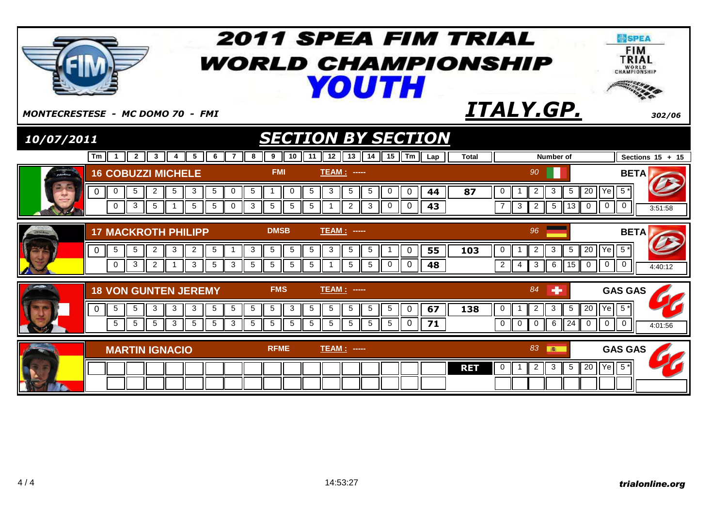# 2011 SPEA FIM TRIAL WORLD CHAMPIONSHIP YOUTH

*MONTECRESTESE - MC DOMO 70 - FMI*

## *ITALY.GP.*

*302/06*

*10/07/2011*

## *SECTION BY SECTION*

| Rider | Lap | Tm | 1 | 2 | 3 | 4 | 5 | 6 | 7 | 8 | 9 | 10 | 11 | 12 | 13 | 14 | 15 | Tm | Lap | Total | 0 | 1 | 2 | 3 | 5 | 20 | Ye | 5* | Time |
|---|---|---|---|---|---|---|---|---|---|---|---|---|---|---|---|---|---|---|---|---|---|---|---|---|---|---|---|---|---|
| **16 COBUZZI MICHELE** – FMI – TEAM : ----- – 90 – BETA | 1 | 0 | 0 | 5 | 2 | 5 | 3 | 5 | 0 | 5 | 1 | 0 | 5 | 3 | 5 | 5 | 0 | 0 | **44** | **87** | 7 | 3 | 2 | 5 | 13 | 0 | 0 | 0 | 3:51:58 |
| | 2 | | 0 | 3 | 5 | 1 | 5 | 5 | 0 | 3 | 5 | 5 | 5 | 1 | 2 | 3 | 0 | 0 | **43** | | | | | | | | | | |
| **17 MACKROTH PHILIPP** – DMSB – TEAM : ----- – 96 – BETA | 1 | 0 | 5 | 5 | 2 | 3 | 2 | 5 | 1 | 3 | 5 | 5 | 5 | 3 | 5 | 5 | 1 | 0 | **55** | **103** | 2 | 4 | 3 | 6 | 15 | 0 | 0 | 0 | 4:40:12 |
| | 2 | | 0 | 3 | 2 | 1 | 3 | 5 | 3 | 5 | 5 | 5 | 5 | 1 | 5 | 5 | 0 | 0 | **48** | | | | | | | | | | |
| **18 VON GUNTEN JEREMY** – FMS – TEAM : ----- – 84 – GAS GAS | 1 | 0 | 5 | 5 | 3 | 3 | 3 | 5 | 5 | 5 | 5 | 3 | 5 | 5 | 5 | 5 | 5 | 0 | **67** | **138** | 0 | 0 | 0 | 6 | 24 | 0 | 0 | 0 | 4:01:56 |
| | 2 | | 5 | 5 | 5 | 3 | 5 | 5 | 3 | 5 | 5 | 5 | 5 | 5 | 5 | 5 | 5 | 0 | **71** | | | | | | | | | | |
| **MARTIN IGNACIO** – RFME – TEAM : ----- – 83 – GAS GAS | 1 | | | | | | | | | | | | | | | | | | | **RET** | | | | | | | | | |
| | 2 | | | | | | | | | | | | | | | | | | | | | | | | | | | | |

*Number of* / *Sections 15 + 15*

14:53:27

*trialonline.org*